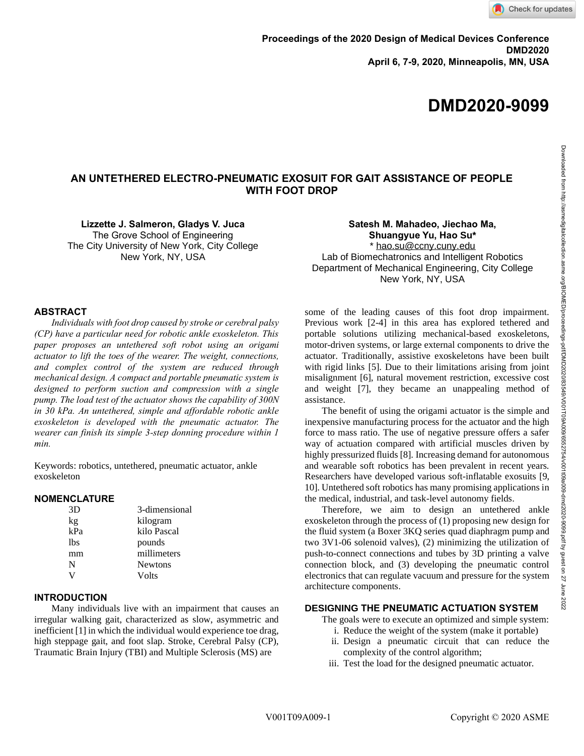Proceedings of the 2020 Design of Medical Devices Conference
DMD2020
April 6, 7-9, 2020, Minneapolis, MN, USA

# DMD2020-9099

## AN UNTETHERED ELECTRO-PNEUMATIC EXOSUIT FOR GAIT ASSISTANCE OF PEOPLE WITH FOOT DROP

**Lizzette J. Salmeron, Gladys V. Juca**
The Grove School of Engineering
The City University of New York, City College
New York, NY, USA

**Satesh M. Mahadeo, Jiechao Ma, Shuangyue Yu, Hao Su***
* hao.su@ccny.cuny.edu
Lab of Biomechatronics and Intelligent Robotics
Department of Mechanical Engineering, City College
New York, NY, USA

## ABSTRACT

*Individuals with foot drop caused by stroke or cerebral palsy (CP) have a particular need for robotic ankle exoskeleton. This paper proposes an untethered soft robot using an origami actuator to lift the toes of the wearer. The weight, connections, and complex control of the system are reduced through mechanical design. A compact and portable pneumatic system is designed to perform suction and compression with a single pump. The load test of the actuator shows the capability of 300N in 30 kPa. An untethered, simple and affordable robotic ankle exoskeleton is developed with the pneumatic actuator. The wearer can finish its simple 3-step donning procedure within 1 min.*

Keywords: robotics, untethered, pneumatic actuator, ankle exoskeleton

## NOMENCLATURE

| | |
|---|---|
| 3D | 3-dimensional |
| kg | kilogram |
| kPa | kilo Pascal |
| lbs | pounds |
| mm | millimeters |
| N | Newtons |
| V | Volts |

## INTRODUCTION

Many individuals live with an impairment that causes an irregular walking gait, characterized as slow, asymmetric and inefficient [1] in which the individual would experience toe drag, high steppage gait, and foot slap. Stroke, Cerebral Palsy (CP), Traumatic Brain Injury (TBI) and Multiple Sclerosis (MS) are some of the leading causes of this foot drop impairment. Previous work [2-4] in this area has explored tethered and portable solutions utilizing mechanical-based exoskeletons, motor-driven systems, or large external components to drive the actuator. Traditionally, assistive exoskeletons have been built with rigid links [5]. Due to their limitations arising from joint misalignment [6], natural movement restriction, excessive cost and weight [7], they became an unappealing method of assistance.

The benefit of using the origami actuator is the simple and inexpensive manufacturing process for the actuator and the high force to mass ratio. The use of negative pressure offers a safer way of actuation compared with artificial muscles driven by highly pressurized fluids [8]. Increasing demand for autonomous and wearable soft robotics has been prevalent in recent years. Researchers have developed various soft-inflatable exosuits [9, 10]. Untethered soft robotics has many promising applications in the medical, industrial, and task-level autonomy fields.

Therefore, we aim to design an untethered ankle exoskeleton through the process of (1) proposing new design for the fluid system (a Boxer 3KQ series quad diaphragm pump and two 3V1-06 solenoid valves), (2) minimizing the utilization of push-to-connect connections and tubes by 3D printing a valve connection block, and (3) developing the pneumatic control electronics that can regulate vacuum and pressure for the system architecture components.

## DESIGNING THE PNEUMATIC ACTUATION SYSTEM

The goals were to execute an optimized and simple system:

i. Reduce the weight of the system (make it portable)
ii. Design a pneumatic circuit that can reduce the complexity of the control algorithm;
iii. Test the load for the designed pneumatic actuator.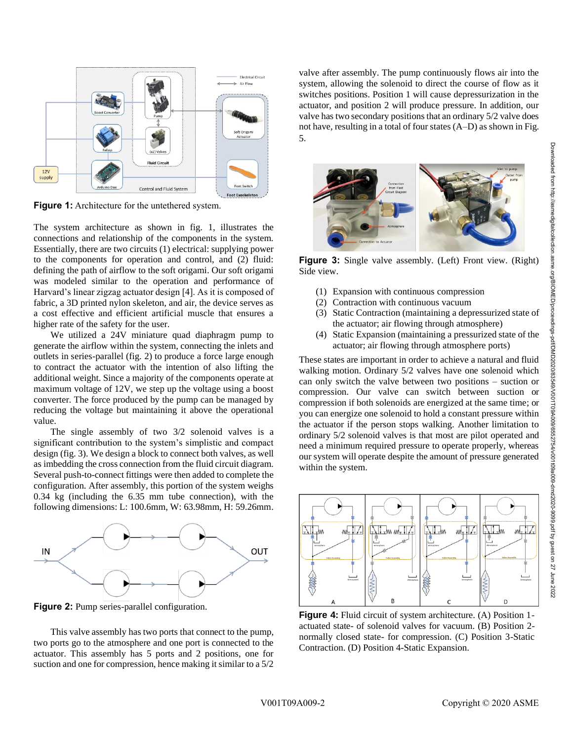**Figure 1:** Architecture for the untethered system.

The system architecture as shown in fig. 1, illustrates the connections and relationship of the components in the system. Essentially, there are two circuits (1) electrical: supplying power to the components for operation and control, and (2) fluid: defining the path of airflow to the soft origami. Our soft origami was modeled similar to the operation and performance of Harvard's linear zigzag actuator design [4]. As it is composed of fabric, a 3D printed nylon skeleton, and air, the device serves as a cost effective and efficient artificial muscle that ensures a higher rate of the safety for the user.

We utilized a 24V miniature quad diaphragm pump to generate the airflow within the system, connecting the inlets and outlets in series-parallel (fig. 2) to produce a force large enough to contract the actuator with the intention of also lifting the additional weight. Since a majority of the components operate at maximum voltage of 12V, we step up the voltage using a boost converter. The force produced by the pump can be managed by reducing the voltage but maintaining it above the operational value.

The single assembly of two 3/2 solenoid valves is a significant contribution to the system's simplistic and compact design (fig. 3). We design a block to connect both valves, as well as imbedding the cross connection from the fluid circuit diagram. Several push-to-connect fittings were then added to complete the configuration. After assembly, this portion of the system weighs 0.34 kg (including the 6.35 mm tube connection), with the following dimensions: L: 100.6mm, W: 63.98mm, H: 59.26mm.

**Figure 2:** Pump series-parallel configuration.

This valve assembly has two ports that connect to the pump, two ports go to the atmosphere and one port is connected to the actuator. This assembly has 5 ports and 2 positions, one for suction and one for compression, hence making it similar to a 5/2 valve after assembly. The pump continuously flows air into the system, allowing the solenoid to direct the course of flow as it switches positions. Position 1 will cause depressurization in the actuator, and position 2 will produce pressure. In addition, our valve has two secondary positions that an ordinary 5/2 valve does not have, resulting in a total of four states (A–D) as shown in Fig. 5.

**Figure 3:** Single valve assembly. (Left) Front view. (Right) Side view.

1. Expansion with continuous compression
2. Contraction with continuous vacuum
3. Static Contraction (maintaining a depressurized state of the actuator; air flowing through atmosphere)
4. Static Expansion (maintaining a pressurized state of the actuator; air flowing through atmosphere ports)

These states are important in order to achieve a natural and fluid walking motion. Ordinary 5/2 valves have one solenoid which can only switch the valve between two positions – suction or compression. Our valve can switch between suction or compression if both solenoids are energized at the same time; or you can energize one solenoid to hold a constant pressure within the actuator if the person stops walking. Another limitation to ordinary 5/2 solenoid valves is that most are pilot operated and need a minimum required pressure to operate properly, whereas our system will operate despite the amount of pressure generated within the system.

**Figure 4:** Fluid circuit of system architecture. (A) Position 1- actuated state- of solenoid valves for vacuum. (B) Position 2- normally closed state- for compression. (C) Position 3-Static Contraction. (D) Position 4-Static Expansion.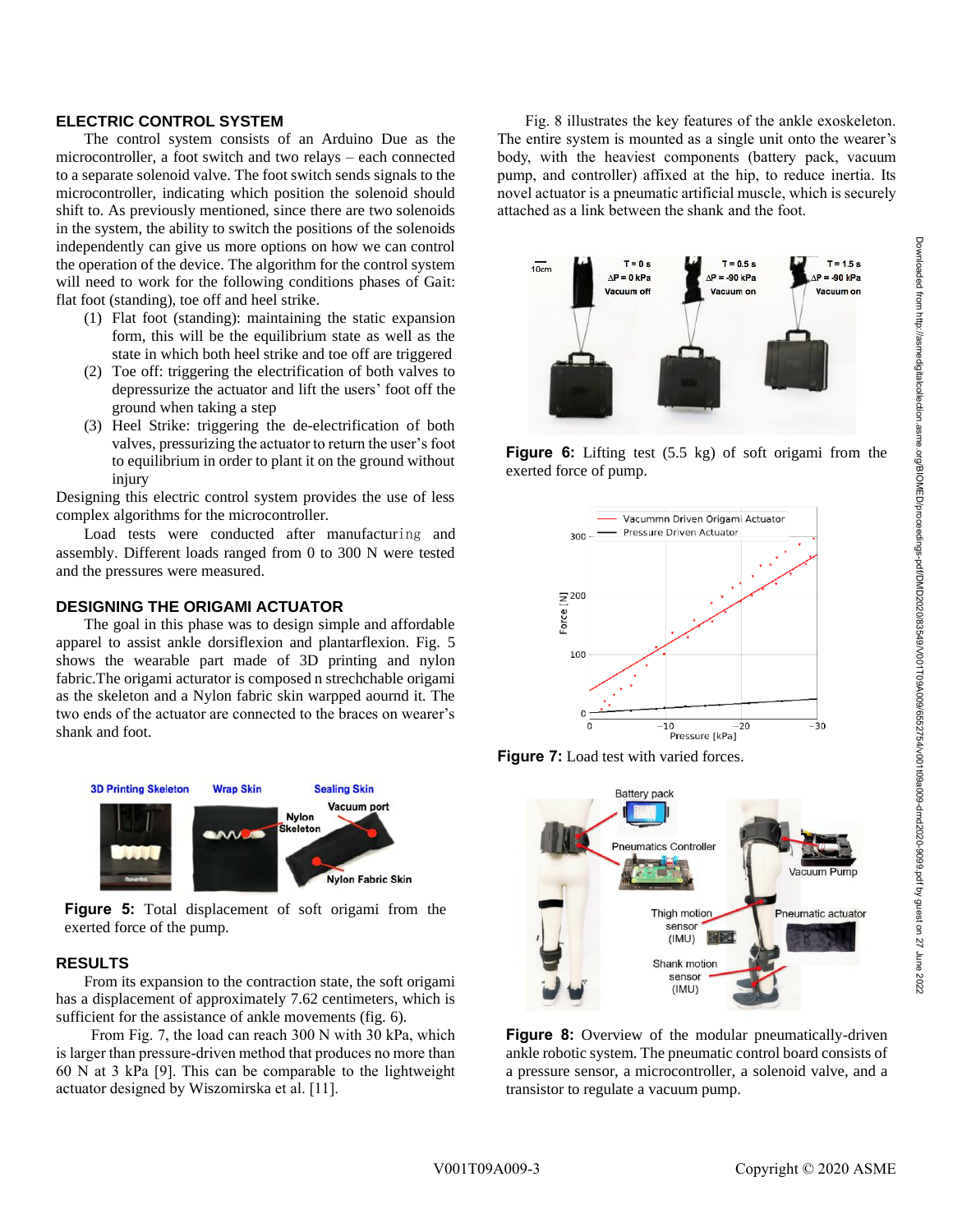## ELECTRIC CONTROL SYSTEM

The control system consists of an Arduino Due as the microcontroller, a foot switch and two relays – each connected to a separate solenoid valve. The foot switch sends signals to the microcontroller, indicating which position the solenoid should shift to. As previously mentioned, since there are two solenoids in the system, the ability to switch the positions of the solenoids independently can give us more options on how we can control the operation of the device. The algorithm for the control system will need to work for the following conditions phases of Gait: flat foot (standing), toe off and heel strike.

(1) Flat foot (standing): maintaining the static expansion form, this will be the equilibrium state as well as the state in which both heel strike and toe off are triggered
(2) Toe off: triggering the electrification of both valves to depressurize the actuator and lift the users' foot off the ground when taking a step
(3) Heel Strike: triggering the de-electrification of both valves, pressurizing the actuator to return the user's foot to equilibrium in order to plant it on the ground without injury

Designing this electric control system provides the use of less complex algorithms for the microcontroller.

Load tests were conducted after manufacturing and assembly. Different loads ranged from 0 to 300 N were tested and the pressures were measured.

## DESIGNING THE ORIGAMI ACTUATOR

The goal in this phase was to design simple and affordable apparel to assist ankle dorsiflexion and plantarflexion. Fig. 5 shows the wearable part made of 3D printing and nylon fabric.The origami acturator is composed n strechchable origami as the skeleton and a Nylon fabric skin warpped aournd it. The two ends of the actuator are connected to the braces on wearer's shank and foot.

**Figure 5:** Total displacement of soft origami from the exerted force of the pump.

## RESULTS

From its expansion to the contraction state, the soft origami has a displacement of approximately 7.62 centimeters, which is sufficient for the assistance of ankle movements (fig. 6).

From Fig. 7, the load can reach 300 N with 30 kPa, which is larger than pressure-driven method that produces no more than 60 N at 3 kPa [9]. This can be comparable to the lightweight actuator designed by Wiszomirska et al. [11].

Fig. 8 illustrates the key features of the ankle exoskeleton. The entire system is mounted as a single unit onto the wearer's body, with the heaviest components (battery pack, vacuum pump, and controller) affixed at the hip, to reduce inertia. Its novel actuator is a pneumatic artificial muscle, which is securely attached as a link between the shank and the foot.

**Figure 6:** Lifting test (5.5 kg) of soft origami from the exerted force of pump.

**Figure 7:** Load test with varied forces.

**Figure 8:** Overview of the modular pneumatically-driven ankle robotic system. The pneumatic control board consists of a pressure sensor, a microcontroller, a solenoid valve, and a transistor to regulate a vacuum pump.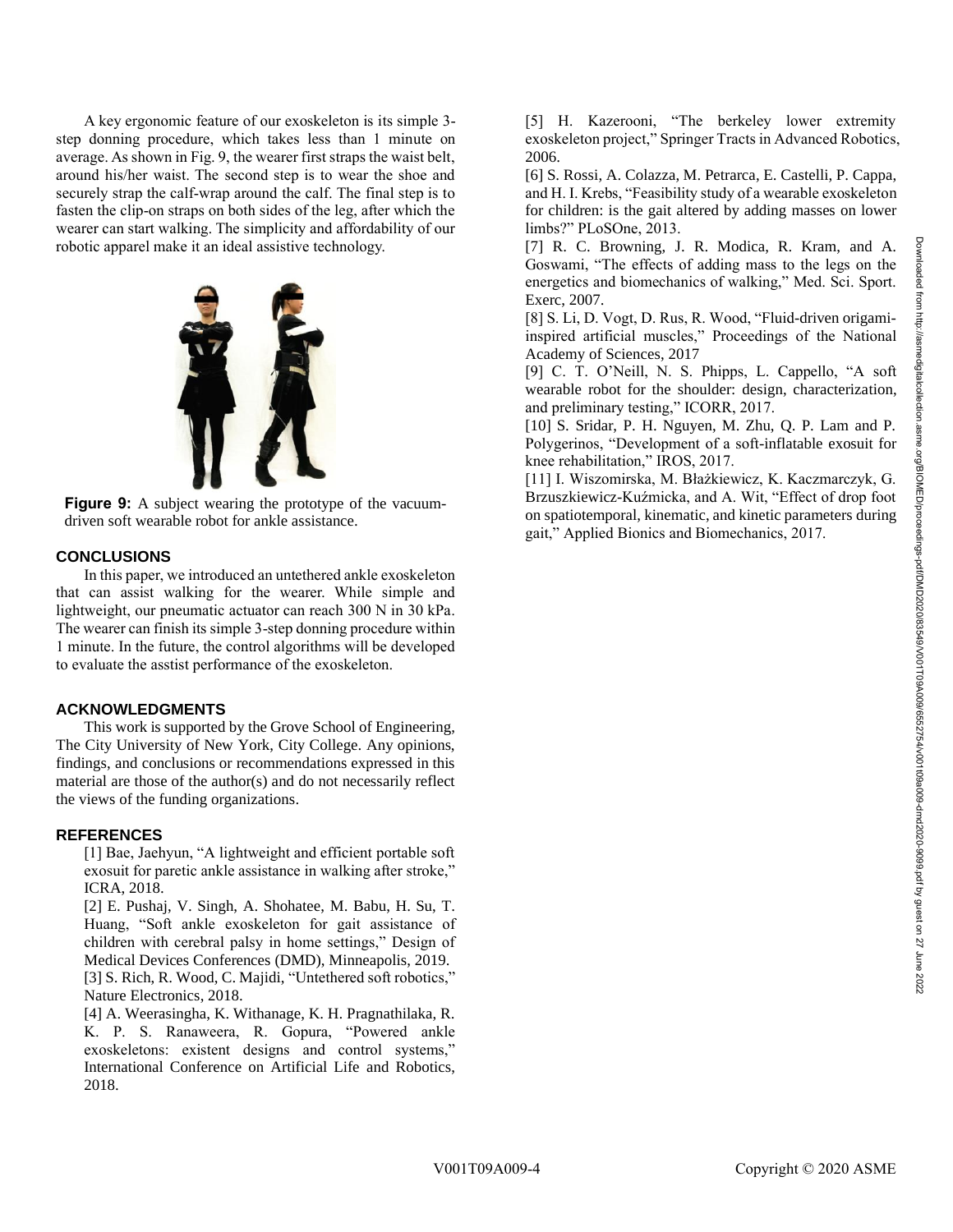A key ergonomic feature of our exoskeleton is its simple 3-step donning procedure, which takes less than 1 minute on average. As shown in Fig. 9, the wearer first straps the waist belt, around his/her waist. The second step is to wear the shoe and securely strap the calf-wrap around the calf. The final step is to fasten the clip-on straps on both sides of the leg, after which the wearer can start walking. The simplicity and affordability of our robotic apparel make it an ideal assistive technology.

**Figure 9:** A subject wearing the prototype of the vacuum-driven soft wearable robot for ankle assistance.

## CONCLUSIONS

In this paper, we introduced an untethered ankle exoskeleton that can assist walking for the wearer. While simple and lightweight, our pneumatic actuator can reach 300 N in 30 kPa. The wearer can finish its simple 3-step donning procedure within 1 minute. In the future, the control algorithms will be developed to evaluate the asstist performance of the exoskeleton.

## ACKNOWLEDGMENTS

This work is supported by the Grove School of Engineering, The City University of New York, City College. Any opinions, findings, and conclusions or recommendations expressed in this material are those of the author(s) and do not necessarily reflect the views of the funding organizations.

## REFERENCES

[1] Bae, Jaehyun, "A lightweight and efficient portable soft exosuit for paretic ankle assistance in walking after stroke," ICRA, 2018.

[2] E. Pushaj, V. Singh, A. Shohatee, M. Babu, H. Su, T. Huang, "Soft ankle exoskeleton for gait assistance of children with cerebral palsy in home settings," Design of Medical Devices Conferences (DMD), Minneapolis, 2019.

[3] S. Rich, R. Wood, C. Majidi, "Untethered soft robotics," Nature Electronics, 2018.

[4] A. Weerasingha, K. Withanage, K. H. Pragnathilaka, R. K. P. S. Ranaweera, R. Gopura, "Powered ankle exoskeletons: existent designs and control systems," International Conference on Artificial Life and Robotics, 2018.

[5] H. Kazerooni, "The berkeley lower extremity exoskeleton project," Springer Tracts in Advanced Robotics, 2006.

[6] S. Rossi, A. Colazza, M. Petrarca, E. Castelli, P. Cappa, and H. I. Krebs, "Feasibility study of a wearable exoskeleton for children: is the gait altered by adding masses on lower limbs?" PLoSOne, 2013.

[7] R. C. Browning, J. R. Modica, R. Kram, and A. Goswami, "The effects of adding mass to the legs on the energetics and biomechanics of walking," Med. Sci. Sport. Exerc, 2007.

[8] S. Li, D. Vogt, D. Rus, R. Wood, "Fluid-driven origami-inspired artificial muscles," Proceedings of the National Academy of Sciences, 2017

[9] C. T. O'Neill, N. S. Phipps, L. Cappello, "A soft wearable robot for the shoulder: design, characterization, and preliminary testing," ICORR, 2017.

[10] S. Sridar, P. H. Nguyen, M. Zhu, Q. P. Lam and P. Polygerinos, "Development of a soft-inflatable exosuit for knee rehabilitation," IROS, 2017.

[11] I. Wiszomirska, M. Błażkiewicz, K. Kaczmarczyk, G. Brzuszkiewicz-Kuźmicka, and A. Wit, "Effect of drop foot on spatiotemporal, kinematic, and kinetic parameters during gait," Applied Bionics and Biomechanics, 2017.